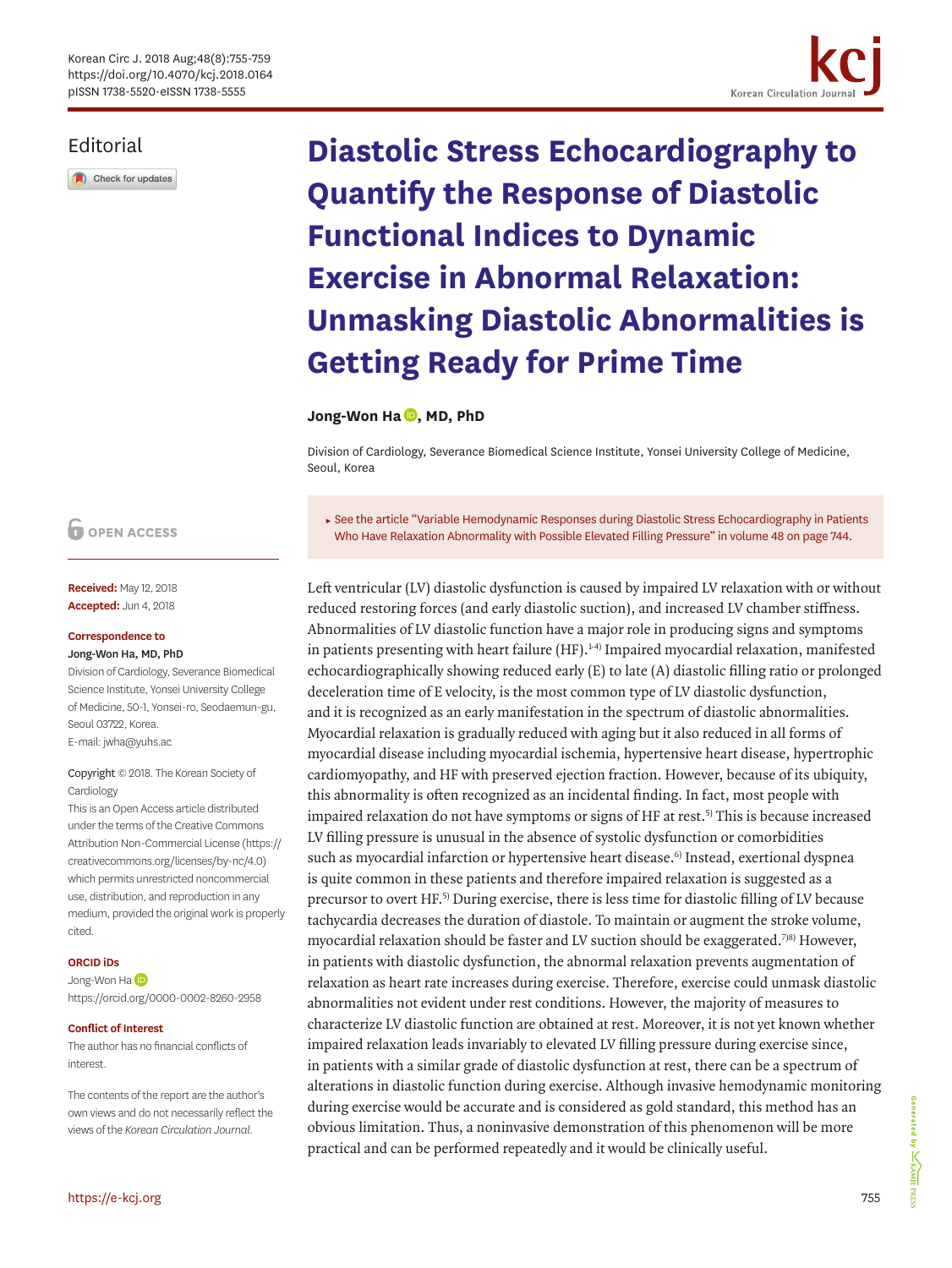Editorial

# Diastolic Stress Echocardiography to Quantify the Response of Diastolic Functional Indices to Dynamic Exercise in Abnormal Relaxation: Unmasking Diastolic Abnormalities is Getting Ready for Prime Time

**Jong-Won Ha, MD, PhD**

Division of Cardiology, Severance Biomedical Science Institute, Yonsei University College of Medicine, Seoul, Korea

▸ See the article "Variable Hemodynamic Responses during Diastolic Stress Echocardiography in Patients Who Have Relaxation Abnormality with Possible Elevated Filling Pressure" in volume 48 on page 744.

OPEN ACCESS

**Received:** May 12, 2018
**Accepted:** Jun 4, 2018

**Correspondence to**
**Jong-Won Ha, MD, PhD**
Division of Cardiology, Severance Biomedical Science Institute, Yonsei University College of Medicine, 50-1, Yonsei-ro, Seodaemun-gu, Seoul 03722, Korea.
E-mail: jwha@yuhs.ac

Copyright © 2018. The Korean Society of Cardiology
This is an Open Access article distributed under the terms of the Creative Commons Attribution Non-Commercial License (https://creativecommons.org/licenses/by-nc/4.0) which permits unrestricted noncommercial use, distribution, and reproduction in any medium, provided the original work is properly cited.

**ORCID iDs**
Jong-Won Ha
https://orcid.org/0000-0002-8260-2958

**Conflict of Interest**
The author has no financial conflicts of interest.

The contents of the report are the author's own views and do not necessarily reflect the views of the *Korean Circulation Journal*.

Left ventricular (LV) diastolic dysfunction is caused by impaired LV relaxation with or without reduced restoring forces (and early diastolic suction), and increased LV chamber stiffness. Abnormalities of LV diastolic function have a major role in producing signs and symptoms in patients presenting with heart failure (HF).[1-4] Impaired myocardial relaxation, manifested echocardiographically showing reduced early (E) to late (A) diastolic filling ratio or prolonged deceleration time of E velocity, is the most common type of LV diastolic dysfunction, and it is recognized as an early manifestation in the spectrum of diastolic abnormalities. Myocardial relaxation is gradually reduced with aging but it also reduced in all forms of myocardial disease including myocardial ischemia, hypertensive heart disease, hypertrophic cardiomyopathy, and HF with preserved ejection fraction. However, because of its ubiquity, this abnormality is often recognized as an incidental finding. In fact, most people with impaired relaxation do not have symptoms or signs of HF at rest.[5] This is because increased LV filling pressure is unusual in the absence of systolic dysfunction or comorbidities such as myocardial infarction or hypertensive heart disease.[6] Instead, exertional dyspnea is quite common in these patients and therefore impaired relaxation is suggested as a precursor to overt HF.[5] During exercise, there is less time for diastolic filling of LV because tachycardia decreases the duration of diastole. To maintain or augment the stroke volume, myocardial relaxation should be faster and LV suction should be exaggerated.[7,8] However, in patients with diastolic dysfunction, the abnormal relaxation prevents augmentation of relaxation as heart rate increases during exercise. Therefore, exercise could unmask diastolic abnormalities not evident under rest conditions. However, the majority of measures to characterize LV diastolic function are obtained at rest. Moreover, it is not yet known whether impaired relaxation leads invariably to elevated LV filling pressure during exercise since, in patients with a similar grade of diastolic dysfunction at rest, there can be a spectrum of alterations in diastolic function during exercise. Although invasive hemodynamic monitoring during exercise would be accurate and is considered as gold standard, this method has an obvious limitation. Thus, a noninvasive demonstration of this phenomenon will be more practical and can be performed repeatedly and it would be clinically useful.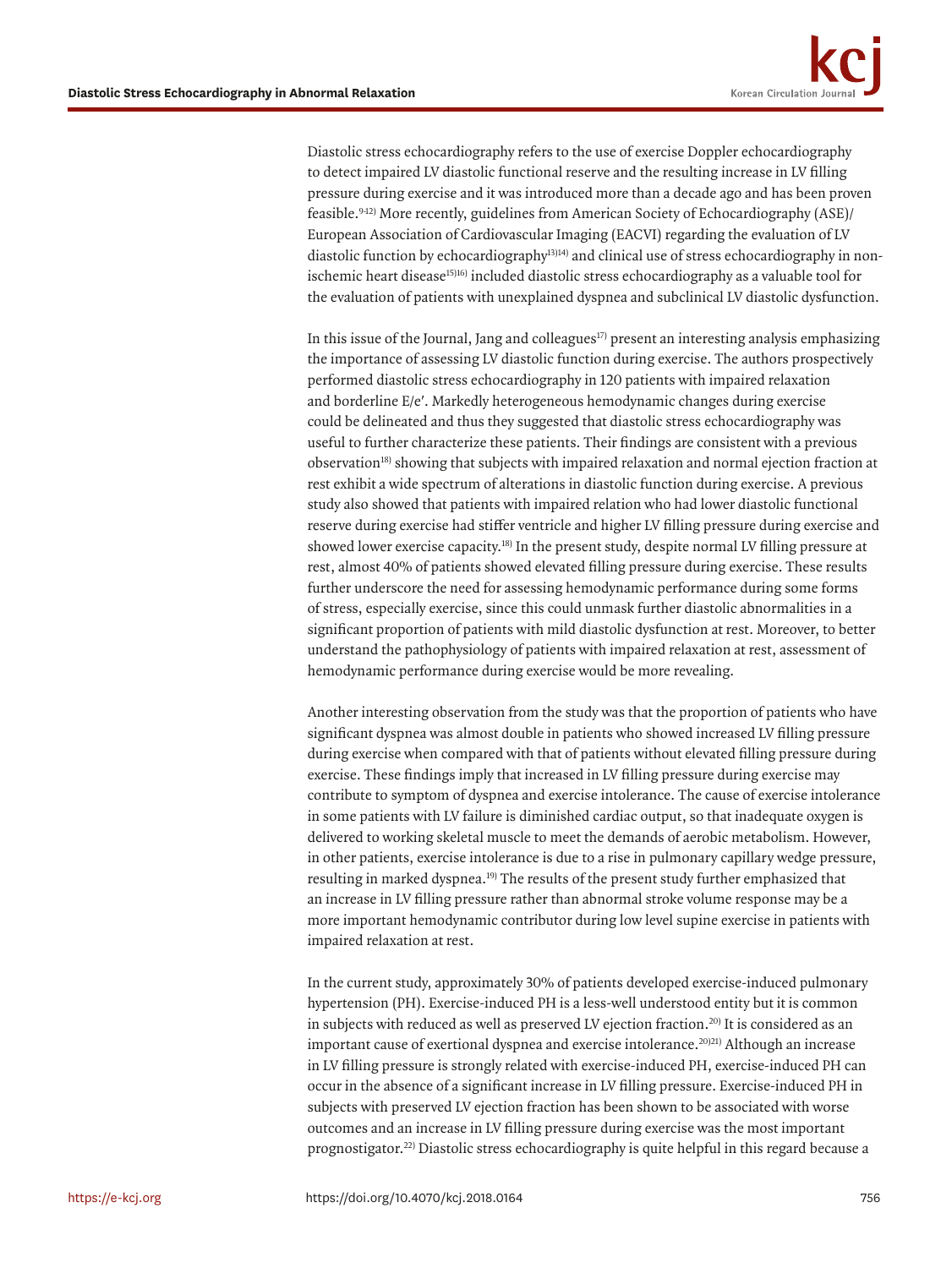Diastolic stress echocardiography refers to the use of exercise Doppler echocardiography to detect impaired LV diastolic functional reserve and the resulting increase in LV filling pressure during exercise and it was introduced more than a decade ago and has been proven feasible.[9-12] More recently, guidelines from American Society of Echocardiography (ASE)/European Association of Cardiovascular Imaging (EACVI) regarding the evaluation of LV diastolic function by echocardiography[13,14] and clinical use of stress echocardiography in non-ischemic heart disease[15,16] included diastolic stress echocardiography as a valuable tool for the evaluation of patients with unexplained dyspnea and subclinical LV diastolic dysfunction.

In this issue of the Journal, Jang and colleagues[17] present an interesting analysis emphasizing the importance of assessing LV diastolic function during exercise. The authors prospectively performed diastolic stress echocardiography in 120 patients with impaired relaxation and borderline E/e′. Markedly heterogeneous hemodynamic changes during exercise could be delineated and thus they suggested that diastolic stress echocardiography was useful to further characterize these patients. Their findings are consistent with a previous observation[18] showing that subjects with impaired relaxation and normal ejection fraction at rest exhibit a wide spectrum of alterations in diastolic function during exercise. A previous study also showed that patients with impaired relation who had lower diastolic functional reserve during exercise had stiffer ventricle and higher LV filling pressure during exercise and showed lower exercise capacity.[18] In the present study, despite normal LV filling pressure at rest, almost 40% of patients showed elevated filling pressure during exercise. These results further underscore the need for assessing hemodynamic performance during some forms of stress, especially exercise, since this could unmask further diastolic abnormalities in a significant proportion of patients with mild diastolic dysfunction at rest. Moreover, to better understand the pathophysiology of patients with impaired relaxation at rest, assessment of hemodynamic performance during exercise would be more revealing.

Another interesting observation from the study was that the proportion of patients who have significant dyspnea was almost double in patients who showed increased LV filling pressure during exercise when compared with that of patients without elevated filling pressure during exercise. These findings imply that increased in LV filling pressure during exercise may contribute to symptom of dyspnea and exercise intolerance. The cause of exercise intolerance in some patients with LV failure is diminished cardiac output, so that inadequate oxygen is delivered to working skeletal muscle to meet the demands of aerobic metabolism. However, in other patients, exercise intolerance is due to a rise in pulmonary capillary wedge pressure, resulting in marked dyspnea.[19] The results of the present study further emphasized that an increase in LV filling pressure rather than abnormal stroke volume response may be a more important hemodynamic contributor during low level supine exercise in patients with impaired relaxation at rest.

In the current study, approximately 30% of patients developed exercise-induced pulmonary hypertension (PH). Exercise-induced PH is a less-well understood entity but it is common in subjects with reduced as well as preserved LV ejection fraction.[20] It is considered as an important cause of exertional dyspnea and exercise intolerance.[20,21] Although an increase in LV filling pressure is strongly related with exercise-induced PH, exercise-induced PH can occur in the absence of a significant increase in LV filling pressure. Exercise-induced PH in subjects with preserved LV ejection fraction has been shown to be associated with worse outcomes and an increase in LV filling pressure during exercise was the most important prognostigator.[22] Diastolic stress echocardiography is quite helpful in this regard because a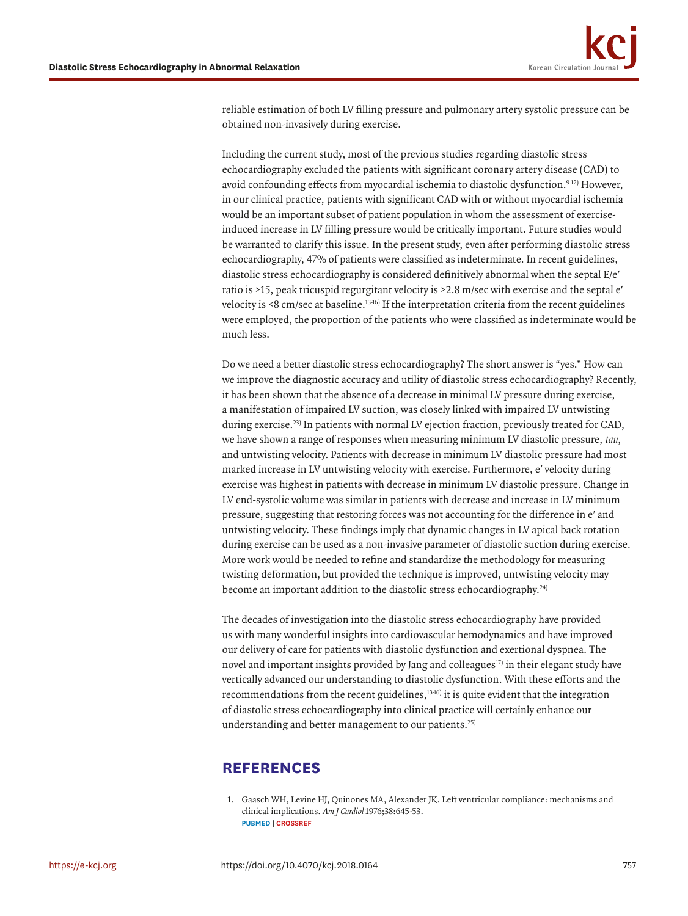reliable estimation of both LV filling pressure and pulmonary artery systolic pressure can be obtained non-invasively during exercise.

Including the current study, most of the previous studies regarding diastolic stress echocardiography excluded the patients with significant coronary artery disease (CAD) to avoid confounding effects from myocardial ischemia to diastolic dysfunction.[9-12] However, in our clinical practice, patients with significant CAD with or without myocardial ischemia would be an important subset of patient population in whom the assessment of exercise-induced increase in LV filling pressure would be critically important. Future studies would be warranted to clarify this issue. In the present study, even after performing diastolic stress echocardiography, 47% of patients were classified as indeterminate. In recent guidelines, diastolic stress echocardiography is considered definitively abnormal when the septal E/e′ ratio is >15, peak tricuspid regurgitant velocity is >2.8 m/sec with exercise and the septal e′ velocity is <8 cm/sec at baseline.[13-16] If the interpretation criteria from the recent guidelines were employed, the proportion of the patients who were classified as indeterminate would be much less.

Do we need a better diastolic stress echocardiography? The short answer is "yes." How can we improve the diagnostic accuracy and utility of diastolic stress echocardiography? Recently, it has been shown that the absence of a decrease in minimal LV pressure during exercise, a manifestation of impaired LV suction, was closely linked with impaired LV untwisting during exercise.[23] In patients with normal LV ejection fraction, previously treated for CAD, we have shown a range of responses when measuring minimum LV diastolic pressure, *tau*, and untwisting velocity. Patients with decrease in minimum LV diastolic pressure had most marked increase in LV untwisting velocity with exercise. Furthermore, e′ velocity during exercise was highest in patients with decrease in minimum LV diastolic pressure. Change in LV end-systolic volume was similar in patients with decrease and increase in LV minimum pressure, suggesting that restoring forces was not accounting for the difference in e′ and untwisting velocity. These findings imply that dynamic changes in LV apical back rotation during exercise can be used as a non-invasive parameter of diastolic suction during exercise. More work would be needed to refine and standardize the methodology for measuring twisting deformation, but provided the technique is improved, untwisting velocity may become an important addition to the diastolic stress echocardiography.[24]

The decades of investigation into the diastolic stress echocardiography have provided us with many wonderful insights into cardiovascular hemodynamics and have improved our delivery of care for patients with diastolic dysfunction and exertional dyspnea. The novel and important insights provided by Jang and colleagues[17] in their elegant study have vertically advanced our understanding to diastolic dysfunction. With these efforts and the recommendations from the recent guidelines,[13-16] it is quite evident that the integration of diastolic stress echocardiography into clinical practice will certainly enhance our understanding and better management to our patients.[25]

## REFERENCES

1. Gaasch WH, Levine HJ, Quinones MA, Alexander JK. Left ventricular compliance: mechanisms and clinical implications. *Am J Cardiol* 1976;38:645-53.
   PUBMED | CROSSREF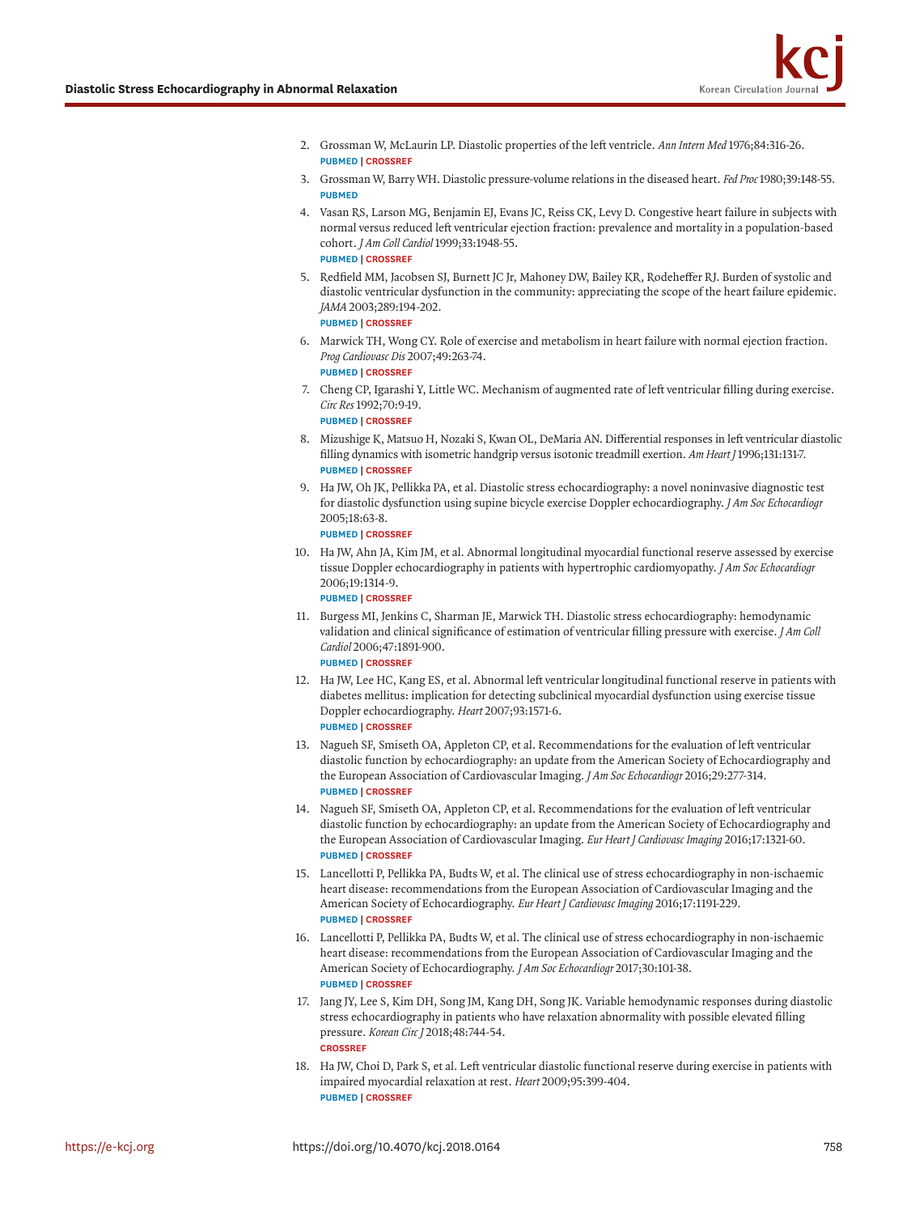2. Grossman W, McLaurin LP. Diastolic properties of the left ventricle. *Ann Intern Med* 1976;84:316-26.
   **PUBMED | CROSSREF**
3. Grossman W, Barry WH. Diastolic pressure-volume relations in the diseased heart. *Fed Proc* 1980;39:148-55.
   **PUBMED**
4. Vasan RS, Larson MG, Benjamin EJ, Evans JC, Reiss CK, Levy D. Congestive heart failure in subjects with normal versus reduced left ventricular ejection fraction: prevalence and mortality in a population-based cohort. *J Am Coll Cardiol* 1999;33:1948-55.
   **PUBMED | CROSSREF**
5. Redfield MM, Jacobsen SJ, Burnett JC Jr, Mahoney DW, Bailey KR, Rodeheffer RJ. Burden of systolic and diastolic ventricular dysfunction in the community: appreciating the scope of the heart failure epidemic. *JAMA* 2003;289:194-202.
   **PUBMED | CROSSREF**
6. Marwick TH, Wong CY. Role of exercise and metabolism in heart failure with normal ejection fraction. *Prog Cardiovasc Dis* 2007;49:263-74.
   **PUBMED | CROSSREF**
7. Cheng CP, Igarashi Y, Little WC. Mechanism of augmented rate of left ventricular filling during exercise. *Circ Res* 1992;70:9-19.
   **PUBMED | CROSSREF**
8. Mizushige K, Matsuo H, Nozaki S, Kwan OL, DeMaria AN. Differential responses in left ventricular diastolic filling dynamics with isometric handgrip versus isotonic treadmill exertion. *Am Heart J* 1996;131:131-7.
   **PUBMED | CROSSREF**
9. Ha JW, Oh JK, Pellikka PA, et al. Diastolic stress echocardiography: a novel noninvasive diagnostic test for diastolic dysfunction using supine bicycle exercise Doppler echocardiography. *J Am Soc Echocardiogr* 2005;18:63-8.
   **PUBMED | CROSSREF**
10. Ha JW, Ahn JA, Kim JM, et al. Abnormal longitudinal myocardial functional reserve assessed by exercise tissue Doppler echocardiography in patients with hypertrophic cardiomyopathy. *J Am Soc Echocardiogr* 2006;19:1314-9.
    **PUBMED | CROSSREF**
11. Burgess MI, Jenkins C, Sharman JE, Marwick TH. Diastolic stress echocardiography: hemodynamic validation and clinical significance of estimation of ventricular filling pressure with exercise. *J Am Coll Cardiol* 2006;47:1891-900.
    **PUBMED | CROSSREF**
12. Ha JW, Lee HC, Kang ES, et al. Abnormal left ventricular longitudinal functional reserve in patients with diabetes mellitus: implication for detecting subclinical myocardial dysfunction using exercise tissue Doppler echocardiography. *Heart* 2007;93:1571-6.
    **PUBMED | CROSSREF**
13. Nagueh SF, Smiseth OA, Appleton CP, et al. Recommendations for the evaluation of left ventricular diastolic function by echocardiography: an update from the American Society of Echocardiography and the European Association of Cardiovascular Imaging. *J Am Soc Echocardiogr* 2016;29:277-314.
    **PUBMED | CROSSREF**
14. Nagueh SF, Smiseth OA, Appleton CP, et al. Recommendations for the evaluation of left ventricular diastolic function by echocardiography: an update from the American Society of Echocardiography and the European Association of Cardiovascular Imaging. *Eur Heart J Cardiovasc Imaging* 2016;17:1321-60.
    **PUBMED | CROSSREF**
15. Lancellotti P, Pellikka PA, Budts W, et al. The clinical use of stress echocardiography in non-ischaemic heart disease: recommendations from the European Association of Cardiovascular Imaging and the American Society of Echocardiography. *Eur Heart J Cardiovasc Imaging* 2016;17:1191-229.
    **PUBMED | CROSSREF**
16. Lancellotti P, Pellikka PA, Budts W, et al. The clinical use of stress echocardiography in non-ischaemic heart disease: recommendations from the European Association of Cardiovascular Imaging and the American Society of Echocardiography. *J Am Soc Echocardiogr* 2017;30:101-38.
    **PUBMED | CROSSREF**
17. Jang JY, Lee S, Kim DH, Song JM, Kang DH, Song JK. Variable hemodynamic responses during diastolic stress echocardiography in patients who have relaxation abnormality with possible elevated filling pressure. *Korean Circ J* 2018;48:744-54.
    **CROSSREF**
18. Ha JW, Choi D, Park S, et al. Left ventricular diastolic functional reserve during exercise in patients with impaired myocardial relaxation at rest. *Heart* 2009;95:399-404.
    **PUBMED | CROSSREF**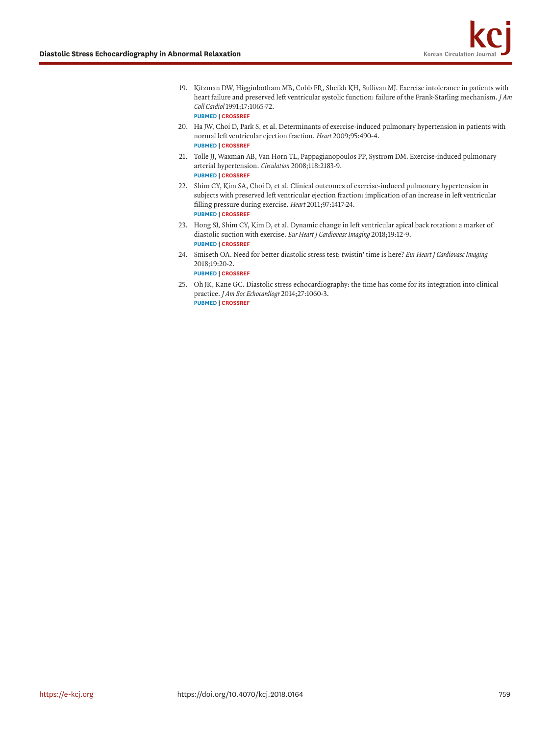19. Kitzman DW, Higginbotham MB, Cobb FR, Sheikh KH, Sullivan MJ. Exercise intolerance in patients with heart failure and preserved left ventricular systolic function: failure of the Frank-Starling mechanism. *J Am Coll Cardiol* 1991;17:1065-72.
   **PUBMED | CROSSREF**
20. Ha JW, Choi D, Park S, et al. Determinants of exercise-induced pulmonary hypertension in patients with normal left ventricular ejection fraction. *Heart* 2009;95:490-4.
   **PUBMED | CROSSREF**
21. Tolle JJ, Waxman AB, Van Horn TL, Pappagianopoulos PP, Systrom DM. Exercise-induced pulmonary arterial hypertension. *Circulation* 2008;118:2183-9.
   **PUBMED | CROSSREF**
22. Shim CY, Kim SA, Choi D, et al. Clinical outcomes of exercise-induced pulmonary hypertension in subjects with preserved left ventricular ejection fraction: implication of an increase in left ventricular filling pressure during exercise. *Heart* 2011;97:1417-24.
   **PUBMED | CROSSREF**
23. Hong SJ, Shim CY, Kim D, et al. Dynamic change in left ventricular apical back rotation: a marker of diastolic suction with exercise. *Eur Heart J Cardiovasc Imaging* 2018;19:12-9.
   **PUBMED | CROSSREF**
24. Smiseth OA. Need for better diastolic stress test: twistin' time is here? *Eur Heart J Cardiovasc Imaging* 2018;19:20-2.
   **PUBMED | CROSSREF**
25. Oh JK, Kane GC. Diastolic stress echocardiography: the time has come for its integration into clinical practice. *J Am Soc Echocardiogr* 2014;27:1060-3.
   **PUBMED | CROSSREF**